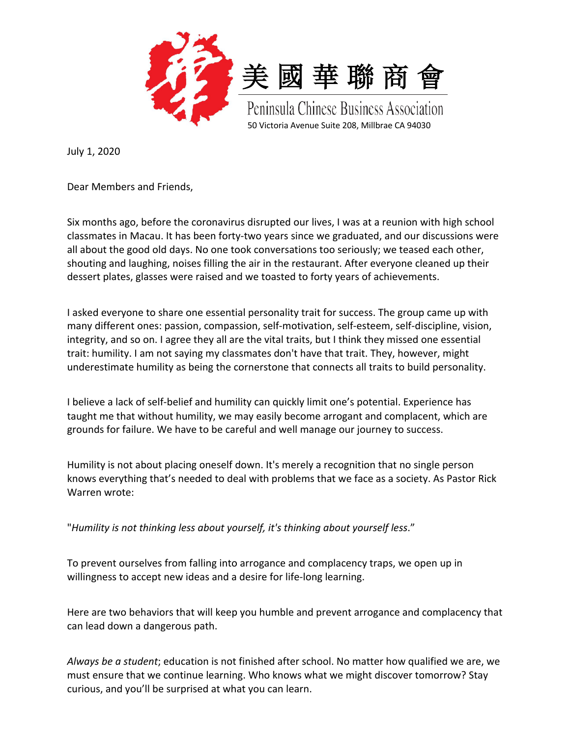美國華聯商會

Peninsula Chinese Business Association

50 Victoria Avenue Suite 208, Millbrae CA 94030

July 1, 2020

Dear Members and Friends,

Six months ago, before the coronavirus disrupted our lives, I was at a reunion with high school classmates in Macau. It has been forty-two years since we graduated, and our discussions were all about the good old days. No one took conversations too seriously; we teased each other, shouting and laughing, noises filling the air in the restaurant. After everyone cleaned up their dessert plates, glasses were raised and we toasted to forty years of achievements.

I asked everyone to share one essential personality trait for success. The group came up with many different ones: passion, compassion, self-motivation, self-esteem, self-discipline, vision, integrity, and so on. I agree they all are the vital traits, but I think they missed one essential trait: humility. I am not saying my classmates don't have that trait. They, however, might underestimate humility as being the cornerstone that connects all traits to build personality.

I believe a lack of self-belief and humility can quickly limit one's potential. Experience has taught me that without humility, we may easily become arrogant and complacent, which are grounds for failure. We have to be careful and well manage our journey to success.

Humility is not about placing oneself down. It's merely a recognition that no single person knows everything that's needed to deal with problems that we face as a society. As Pastor Rick Warren wrote:

"*Humility is not thinking less about yourself, it's thinking about yourself less*."

To prevent ourselves from falling into arrogance and complacency traps, we open up in willingness to accept new ideas and a desire for life-long learning.

Here are two behaviors that will keep you humble and prevent arrogance and complacency that can lead down a dangerous path.

*Always be a student*; education is not finished after school. No matter how qualified we are, we must ensure that we continue learning. Who knows what we might discover tomorrow? Stay curious, and you'll be surprised at what you can learn.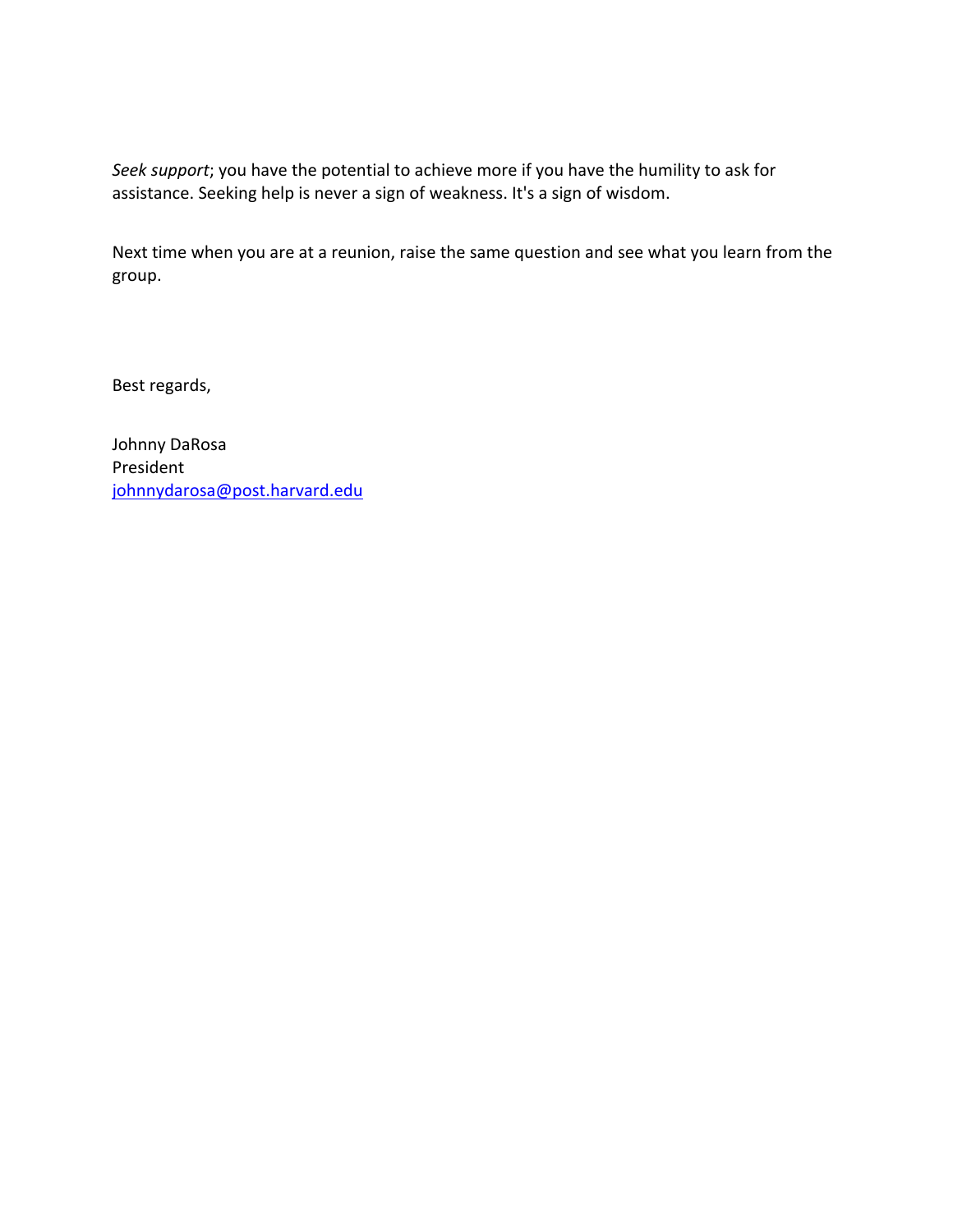*Seek support*; you have the potential to achieve more if you have the humility to ask for assistance. Seeking help is never a sign of weakness. It's a sign of wisdom.

Next time when you are at a reunion, raise the same question and see what you learn from the group.

Best regards,

Johnny DaRosa
President
[johnnydarosa@post.harvard.edu](mailto:johnnydarosa@post.harvard.edu)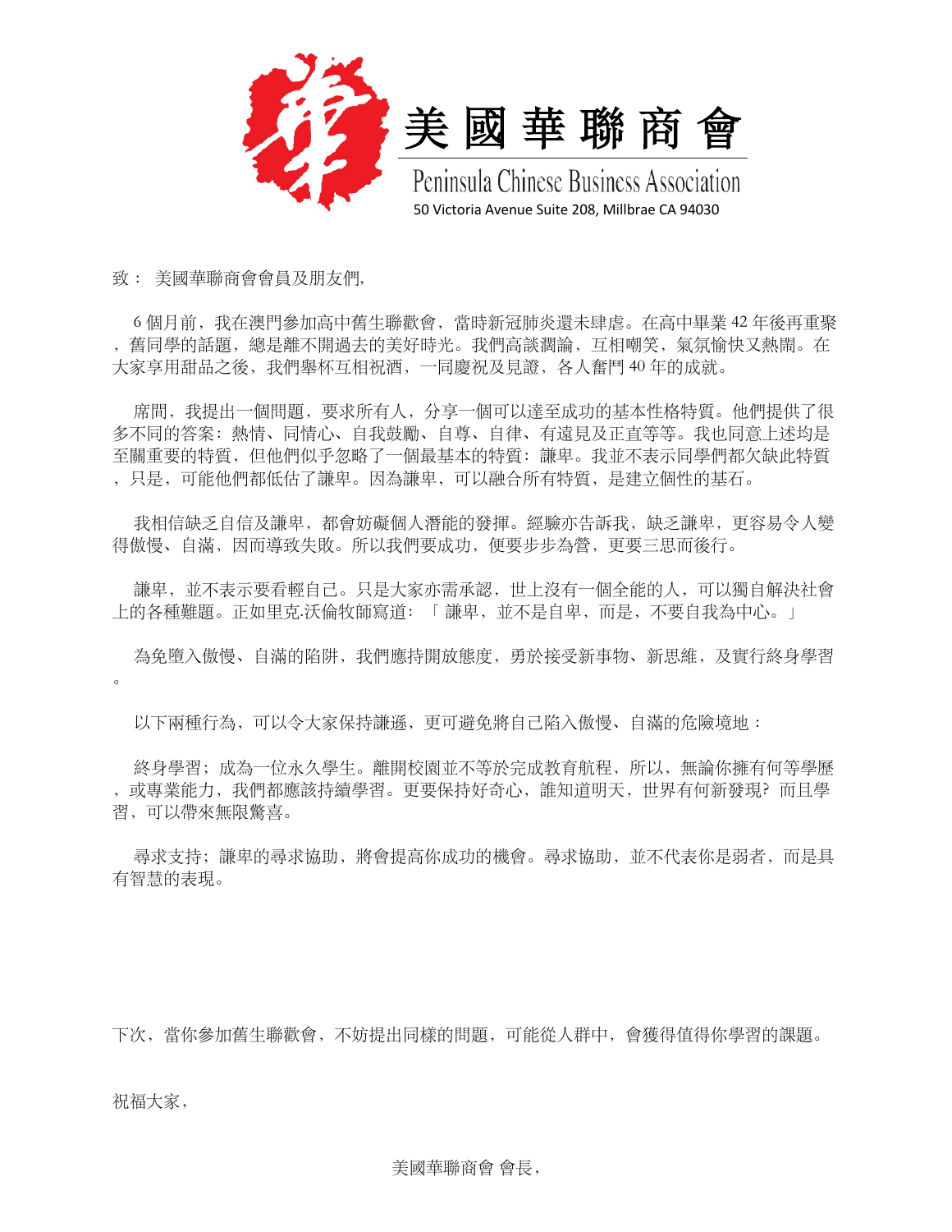# 美國華聯商會

Peninsula Chinese Business Association

50 Victoria Avenue Suite 208, Millbrae CA 94030

致： 美國華聯商會會員及朋友們,

6 個月前，我在澳門參加高中舊生聯歡會，當時新冠肺炎還未肆虐。在高中畢業 42 年後再重聚，舊同學的話題，總是離不開過去的美好時光。我們高談濶論，互相嘲笑，氣氛愉快又熱鬧。在大家享用甜品之後，我們舉杯互相祝酒，一同慶祝及見證，各人奮鬥 40 年的成就。

席間，我提出一個問題，要求所有人，分享一個可以達至成功的基本性格特質。他們提供了很多不同的答案：熱情、同情心、自我鼓勵、自尊、自律、有遠見及正直等等。我也同意上述均是至關重要的特質，但他們似乎忽略了一個最基本的特質：謙卑。我並不表示同學們都欠缺此特質，只是，可能他們都低估了謙卑。因為謙卑，可以融合所有特質，是建立個性的基石。

我相信缺乏自信及謙卑，都會妨礙個人潛能的發揮。經驗亦告訴我，缺乏謙卑，更容易令人變得傲慢、自滿，因而導致失敗。所以我們要成功，便要步步為營，更要三思而後行。

謙卑，並不表示要看輕自己。只是大家亦需承認，世上沒有一個全能的人，可以獨自解決社會上的各種難題。正如里克·沃倫牧師寫道：「謙卑，並不是自卑，而是，不要自我為中心。」

為免墮入傲慢、自滿的陷阱，我們應持開放態度，勇於接受新事物、新思維，及實行終身學習。

以下兩種行為，可以令大家保持謙遜，更可避免將自己陷入傲慢、自滿的危險境地：

終身學習；成為一位永久學生。離開校園並不等於完成教育航程，所以，無論你擁有何等學歷，或專業能力，我們都應該持續學習。更要保持好奇心，誰知道明天，世界有何新發現？而且學習，可以帶來無限驚喜。

尋求支持；謙卑的尋求協助，將會提高你成功的機會。尋求協助，並不代表你是弱者，而是具有智慧的表現。

下次，當你參加舊生聯歡會，不妨提出同樣的問題，可能從人群中，會獲得值得你學習的課題。

祝福大家，

美國華聯商會 會長，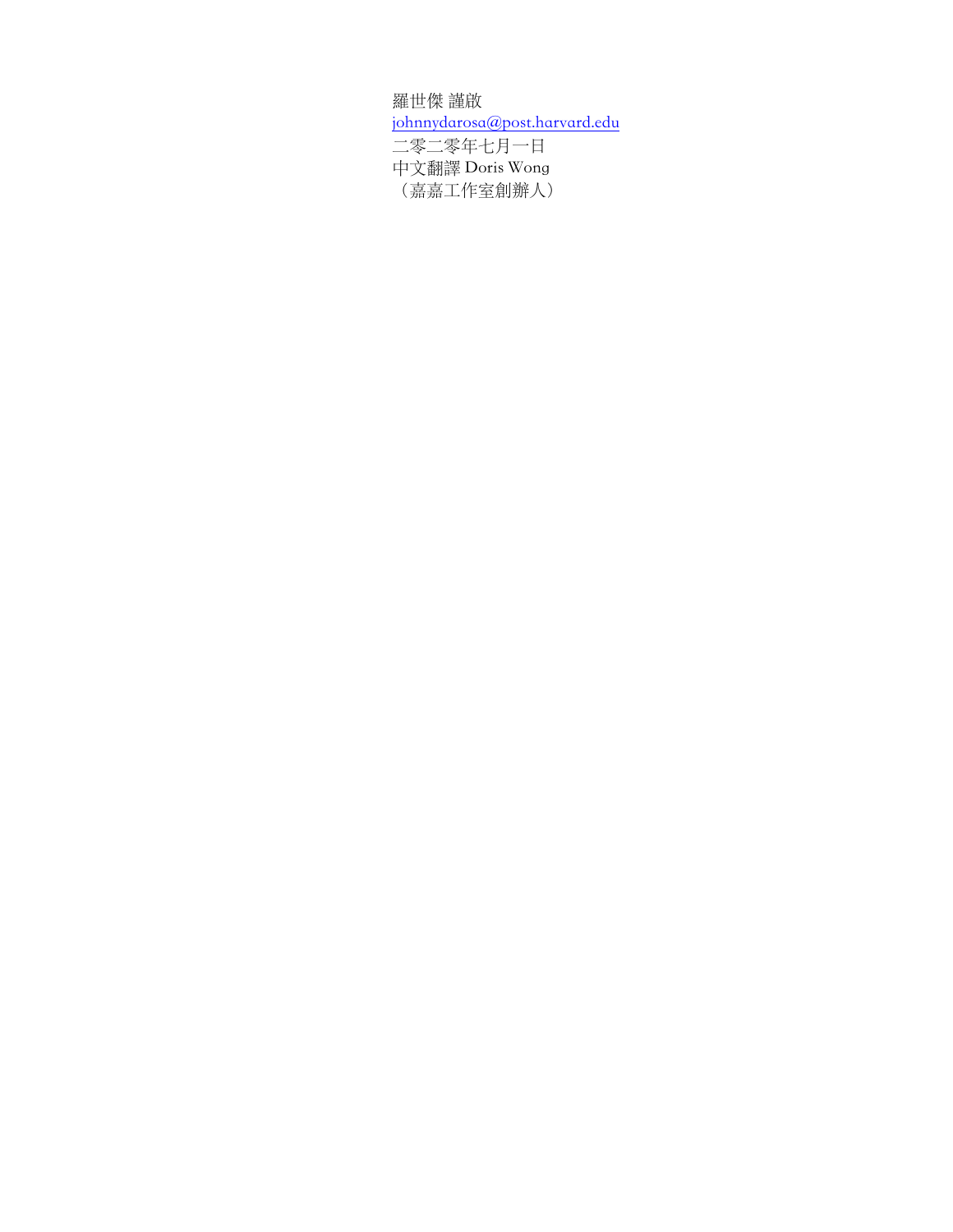羅世傑 謹啟  
johnnydarosa@post.harvard.edu  
二零二零年七月一日  
中文翻譯 Doris Wong  
（嘉嘉工作室創辦人）